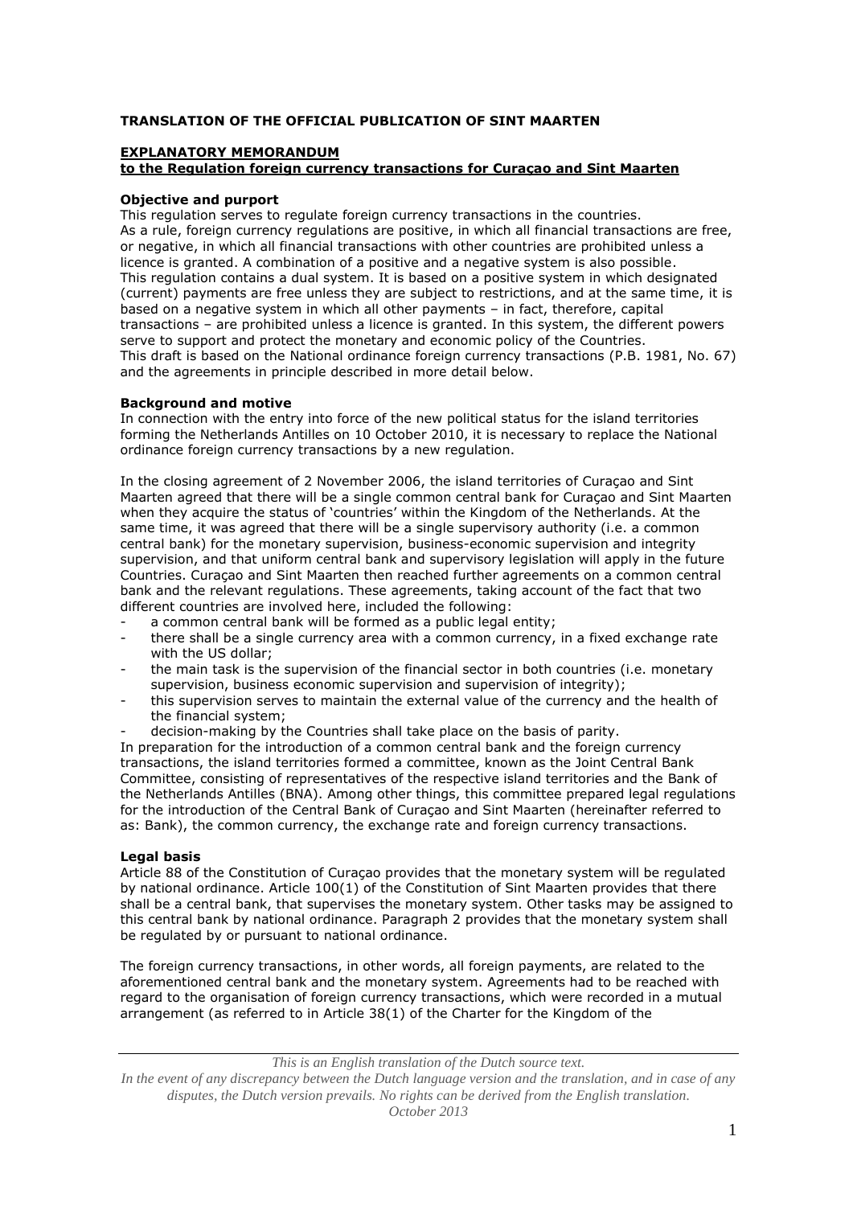**TRANSLATION OF THE OFFICIAL PUBLICATION OF SINT MAARTEN**

**EXPLANATORY MEMORANDUM**
**to the Regulation foreign currency transactions for Curaçao and Sint Maarten**

**Objective and purport**

This regulation serves to regulate foreign currency transactions in the countries.
As a rule, foreign currency regulations are positive, in which all financial transactions are free, or negative, in which all financial transactions with other countries are prohibited unless a licence is granted. A combination of a positive and a negative system is also possible.
This regulation contains a dual system. It is based on a positive system in which designated (current) payments are free unless they are subject to restrictions, and at the same time, it is based on a negative system in which all other payments – in fact, therefore, capital transactions – are prohibited unless a licence is granted. In this system, the different powers serve to support and protect the monetary and economic policy of the Countries.
This draft is based on the National ordinance foreign currency transactions (P.B. 1981, No. 67) and the agreements in principle described in more detail below.

**Background and motive**

In connection with the entry into force of the new political status for the island territories forming the Netherlands Antilles on 10 October 2010, it is necessary to replace the National ordinance foreign currency transactions by a new regulation.

In the closing agreement of 2 November 2006, the island territories of Curaçao and Sint Maarten agreed that there will be a single common central bank for Curaçao and Sint Maarten when they acquire the status of 'countries' within the Kingdom of the Netherlands. At the same time, it was agreed that there will be a single supervisory authority (i.e. a common central bank) for the monetary supervision, business-economic supervision and integrity supervision, and that uniform central bank and supervisory legislation will apply in the future Countries. Curaçao and Sint Maarten then reached further agreements on a common central bank and the relevant regulations. These agreements, taking account of the fact that two different countries are involved here, included the following:

- a common central bank will be formed as a public legal entity;
- there shall be a single currency area with a common currency, in a fixed exchange rate with the US dollar;
- the main task is the supervision of the financial sector in both countries (i.e. monetary supervision, business economic supervision and supervision of integrity);
- this supervision serves to maintain the external value of the currency and the health of the financial system;
- decision-making by the Countries shall take place on the basis of parity.

In preparation for the introduction of a common central bank and the foreign currency transactions, the island territories formed a committee, known as the Joint Central Bank Committee, consisting of representatives of the respective island territories and the Bank of the Netherlands Antilles (BNA). Among other things, this committee prepared legal regulations for the introduction of the Central Bank of Curaçao and Sint Maarten (hereinafter referred to as: Bank), the common currency, the exchange rate and foreign currency transactions.

**Legal basis**

Article 88 of the Constitution of Curaçao provides that the monetary system will be regulated by national ordinance. Article 100(1) of the Constitution of Sint Maarten provides that there shall be a central bank, that supervises the monetary system. Other tasks may be assigned to this central bank by national ordinance. Paragraph 2 provides that the monetary system shall be regulated by or pursuant to national ordinance.

The foreign currency transactions, in other words, all foreign payments, are related to the aforementioned central bank and the monetary system. Agreements had to be reached with regard to the organisation of foreign currency transactions, which were recorded in a mutual arrangement (as referred to in Article 38(1) of the Charter for the Kingdom of the

*This is an English translation of the Dutch source text.*
*In the event of any discrepancy between the Dutch language version and the translation, and in case of any disputes, the Dutch version prevails. No rights can be derived from the English translation.*
*October 2013*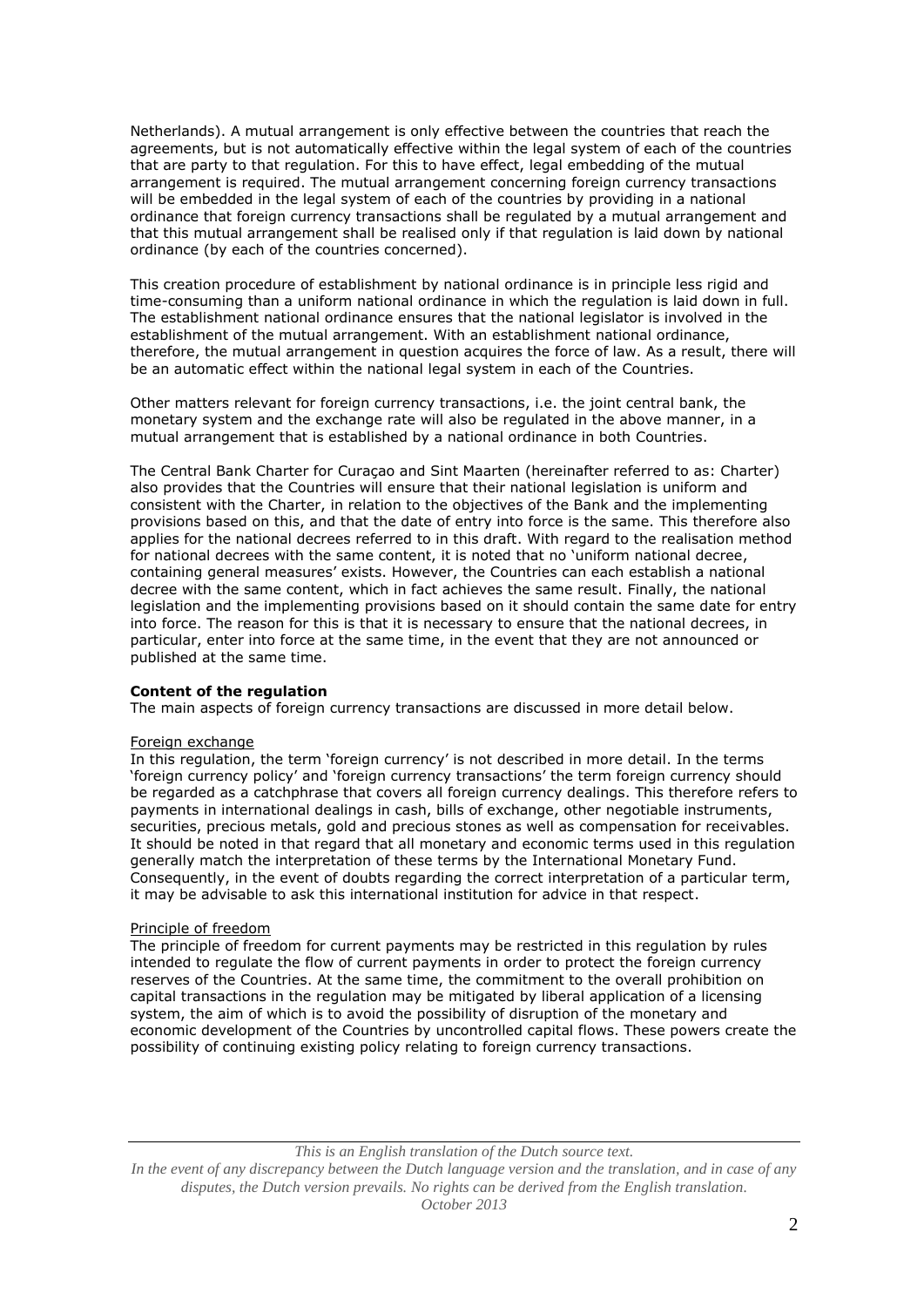Netherlands). A mutual arrangement is only effective between the countries that reach the agreements, but is not automatically effective within the legal system of each of the countries that are party to that regulation. For this to have effect, legal embedding of the mutual arrangement is required. The mutual arrangement concerning foreign currency transactions will be embedded in the legal system of each of the countries by providing in a national ordinance that foreign currency transactions shall be regulated by a mutual arrangement and that this mutual arrangement shall be realised only if that regulation is laid down by national ordinance (by each of the countries concerned).

This creation procedure of establishment by national ordinance is in principle less rigid and time-consuming than a uniform national ordinance in which the regulation is laid down in full. The establishment national ordinance ensures that the national legislator is involved in the establishment of the mutual arrangement. With an establishment national ordinance, therefore, the mutual arrangement in question acquires the force of law. As a result, there will be an automatic effect within the national legal system in each of the Countries.

Other matters relevant for foreign currency transactions, i.e. the joint central bank, the monetary system and the exchange rate will also be regulated in the above manner, in a mutual arrangement that is established by a national ordinance in both Countries.

The Central Bank Charter for Curaçao and Sint Maarten (hereinafter referred to as: Charter) also provides that the Countries will ensure that their national legislation is uniform and consistent with the Charter, in relation to the objectives of the Bank and the implementing provisions based on this, and that the date of entry into force is the same. This therefore also applies for the national decrees referred to in this draft. With regard to the realisation method for national decrees with the same content, it is noted that no 'uniform national decree, containing general measures' exists. However, the Countries can each establish a national decree with the same content, which in fact achieves the same result. Finally, the national legislation and the implementing provisions based on it should contain the same date for entry into force. The reason for this is that it is necessary to ensure that the national decrees, in particular, enter into force at the same time, in the event that they are not announced or published at the same time.

**Content of the regulation**

The main aspects of foreign currency transactions are discussed in more detail below.

Foreign exchange

In this regulation, the term 'foreign currency' is not described in more detail. In the terms 'foreign currency policy' and 'foreign currency transactions' the term foreign currency should be regarded as a catchphrase that covers all foreign currency dealings. This therefore refers to payments in international dealings in cash, bills of exchange, other negotiable instruments, securities, precious metals, gold and precious stones as well as compensation for receivables. It should be noted in that regard that all monetary and economic terms used in this regulation generally match the interpretation of these terms by the International Monetary Fund. Consequently, in the event of doubts regarding the correct interpretation of a particular term, it may be advisable to ask this international institution for advice in that respect.

Principle of freedom

The principle of freedom for current payments may be restricted in this regulation by rules intended to regulate the flow of current payments in order to protect the foreign currency reserves of the Countries. At the same time, the commitment to the overall prohibition on capital transactions in the regulation may be mitigated by liberal application of a licensing system, the aim of which is to avoid the possibility of disruption of the monetary and economic development of the Countries by uncontrolled capital flows. These powers create the possibility of continuing existing policy relating to foreign currency transactions.

*This is an English translation of the Dutch source text.*
*In the event of any discrepancy between the Dutch language version and the translation, and in case of any disputes, the Dutch version prevails. No rights can be derived from the English translation.*
*October 2013*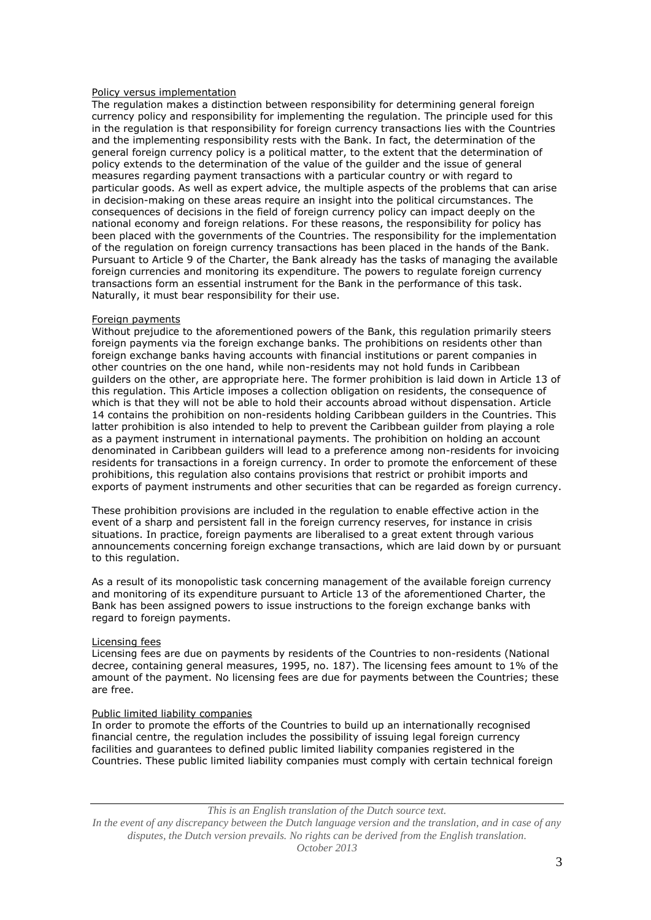Policy versus implementation

The regulation makes a distinction between responsibility for determining general foreign currency policy and responsibility for implementing the regulation. The principle used for this in the regulation is that responsibility for foreign currency transactions lies with the Countries and the implementing responsibility rests with the Bank. In fact, the determination of the general foreign currency policy is a political matter, to the extent that the determination of policy extends to the determination of the value of the guilder and the issue of general measures regarding payment transactions with a particular country or with regard to particular goods. As well as expert advice, the multiple aspects of the problems that can arise in decision-making on these areas require an insight into the political circumstances. The consequences of decisions in the field of foreign currency policy can impact deeply on the national economy and foreign relations. For these reasons, the responsibility for policy has been placed with the governments of the Countries. The responsibility for the implementation of the regulation on foreign currency transactions has been placed in the hands of the Bank. Pursuant to Article 9 of the Charter, the Bank already has the tasks of managing the available foreign currencies and monitoring its expenditure. The powers to regulate foreign currency transactions form an essential instrument for the Bank in the performance of this task. Naturally, it must bear responsibility for their use.

Foreign payments

Without prejudice to the aforementioned powers of the Bank, this regulation primarily steers foreign payments via the foreign exchange banks. The prohibitions on residents other than foreign exchange banks having accounts with financial institutions or parent companies in other countries on the one hand, while non-residents may not hold funds in Caribbean guilders on the other, are appropriate here. The former prohibition is laid down in Article 13 of this regulation. This Article imposes a collection obligation on residents, the consequence of which is that they will not be able to hold their accounts abroad without dispensation. Article 14 contains the prohibition on non-residents holding Caribbean guilders in the Countries. This latter prohibition is also intended to help to prevent the Caribbean guilder from playing a role as a payment instrument in international payments. The prohibition on holding an account denominated in Caribbean guilders will lead to a preference among non-residents for invoicing residents for transactions in a foreign currency. In order to promote the enforcement of these prohibitions, this regulation also contains provisions that restrict or prohibit imports and exports of payment instruments and other securities that can be regarded as foreign currency.

These prohibition provisions are included in the regulation to enable effective action in the event of a sharp and persistent fall in the foreign currency reserves, for instance in crisis situations. In practice, foreign payments are liberalised to a great extent through various announcements concerning foreign exchange transactions, which are laid down by or pursuant to this regulation.

As a result of its monopolistic task concerning management of the available foreign currency and monitoring of its expenditure pursuant to Article 13 of the aforementioned Charter, the Bank has been assigned powers to issue instructions to the foreign exchange banks with regard to foreign payments.

Licensing fees

Licensing fees are due on payments by residents of the Countries to non-residents (National decree, containing general measures, 1995, no. 187). The licensing fees amount to 1% of the amount of the payment. No licensing fees are due for payments between the Countries; these are free.

Public limited liability companies

In order to promote the efforts of the Countries to build up an internationally recognised financial centre, the regulation includes the possibility of issuing legal foreign currency facilities and guarantees to defined public limited liability companies registered in the Countries. These public limited liability companies must comply with certain technical foreign

*This is an English translation of the Dutch source text.*
*In the event of any discrepancy between the Dutch language version and the translation, and in case of any disputes, the Dutch version prevails. No rights can be derived from the English translation.*
*October 2013*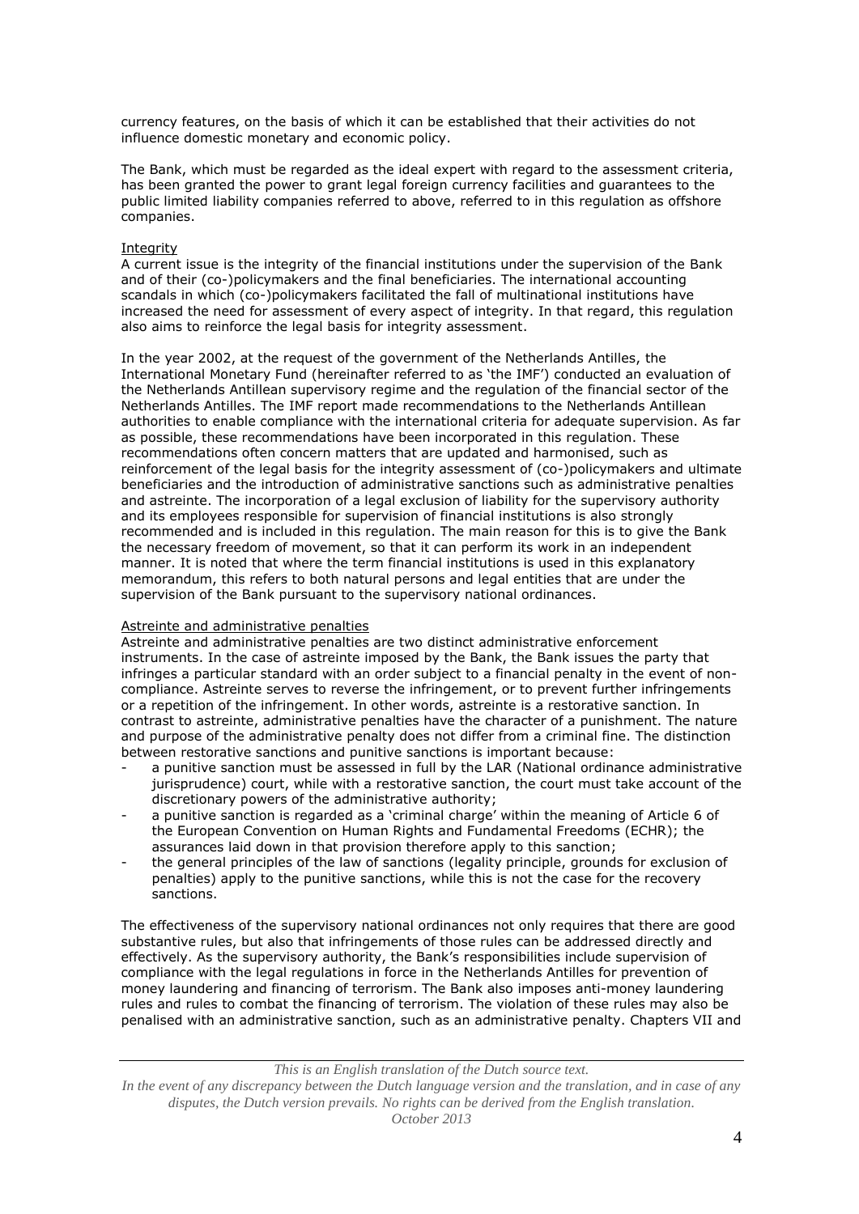currency features, on the basis of which it can be established that their activities do not influence domestic monetary and economic policy.

The Bank, which must be regarded as the ideal expert with regard to the assessment criteria, has been granted the power to grant legal foreign currency facilities and guarantees to the public limited liability companies referred to above, referred to in this regulation as offshore companies.

Integrity

A current issue is the integrity of the financial institutions under the supervision of the Bank and of their (co-)policymakers and the final beneficiaries. The international accounting scandals in which (co-)policymakers facilitated the fall of multinational institutions have increased the need for assessment of every aspect of integrity. In that regard, this regulation also aims to reinforce the legal basis for integrity assessment.

In the year 2002, at the request of the government of the Netherlands Antilles, the International Monetary Fund (hereinafter referred to as 'the IMF') conducted an evaluation of the Netherlands Antillean supervisory regime and the regulation of the financial sector of the Netherlands Antilles. The IMF report made recommendations to the Netherlands Antillean authorities to enable compliance with the international criteria for adequate supervision. As far as possible, these recommendations have been incorporated in this regulation. These recommendations often concern matters that are updated and harmonised, such as reinforcement of the legal basis for the integrity assessment of (co-)policymakers and ultimate beneficiaries and the introduction of administrative sanctions such as administrative penalties and astreinte. The incorporation of a legal exclusion of liability for the supervisory authority and its employees responsible for supervision of financial institutions is also strongly recommended and is included in this regulation. The main reason for this is to give the Bank the necessary freedom of movement, so that it can perform its work in an independent manner. It is noted that where the term financial institutions is used in this explanatory memorandum, this refers to both natural persons and legal entities that are under the supervision of the Bank pursuant to the supervisory national ordinances.

Astreinte and administrative penalties

Astreinte and administrative penalties are two distinct administrative enforcement instruments. In the case of astreinte imposed by the Bank, the Bank issues the party that infringes a particular standard with an order subject to a financial penalty in the event of non-compliance. Astreinte serves to reverse the infringement, or to prevent further infringements or a repetition of the infringement. In other words, astreinte is a restorative sanction. In contrast to astreinte, administrative penalties have the character of a punishment. The nature and purpose of the administrative penalty does not differ from a criminal fine. The distinction between restorative sanctions and punitive sanctions is important because:

- a punitive sanction must be assessed in full by the LAR (National ordinance administrative jurisprudence) court, while with a restorative sanction, the court must take account of the discretionary powers of the administrative authority;
- a punitive sanction is regarded as a 'criminal charge' within the meaning of Article 6 of the European Convention on Human Rights and Fundamental Freedoms (ECHR); the assurances laid down in that provision therefore apply to this sanction;
- the general principles of the law of sanctions (legality principle, grounds for exclusion of penalties) apply to the punitive sanctions, while this is not the case for the recovery sanctions.

The effectiveness of the supervisory national ordinances not only requires that there are good substantive rules, but also that infringements of those rules can be addressed directly and effectively. As the supervisory authority, the Bank's responsibilities include supervision of compliance with the legal regulations in force in the Netherlands Antilles for prevention of money laundering and financing of terrorism. The Bank also imposes anti-money laundering rules and rules to combat the financing of terrorism. The violation of these rules may also be penalised with an administrative sanction, such as an administrative penalty. Chapters VII and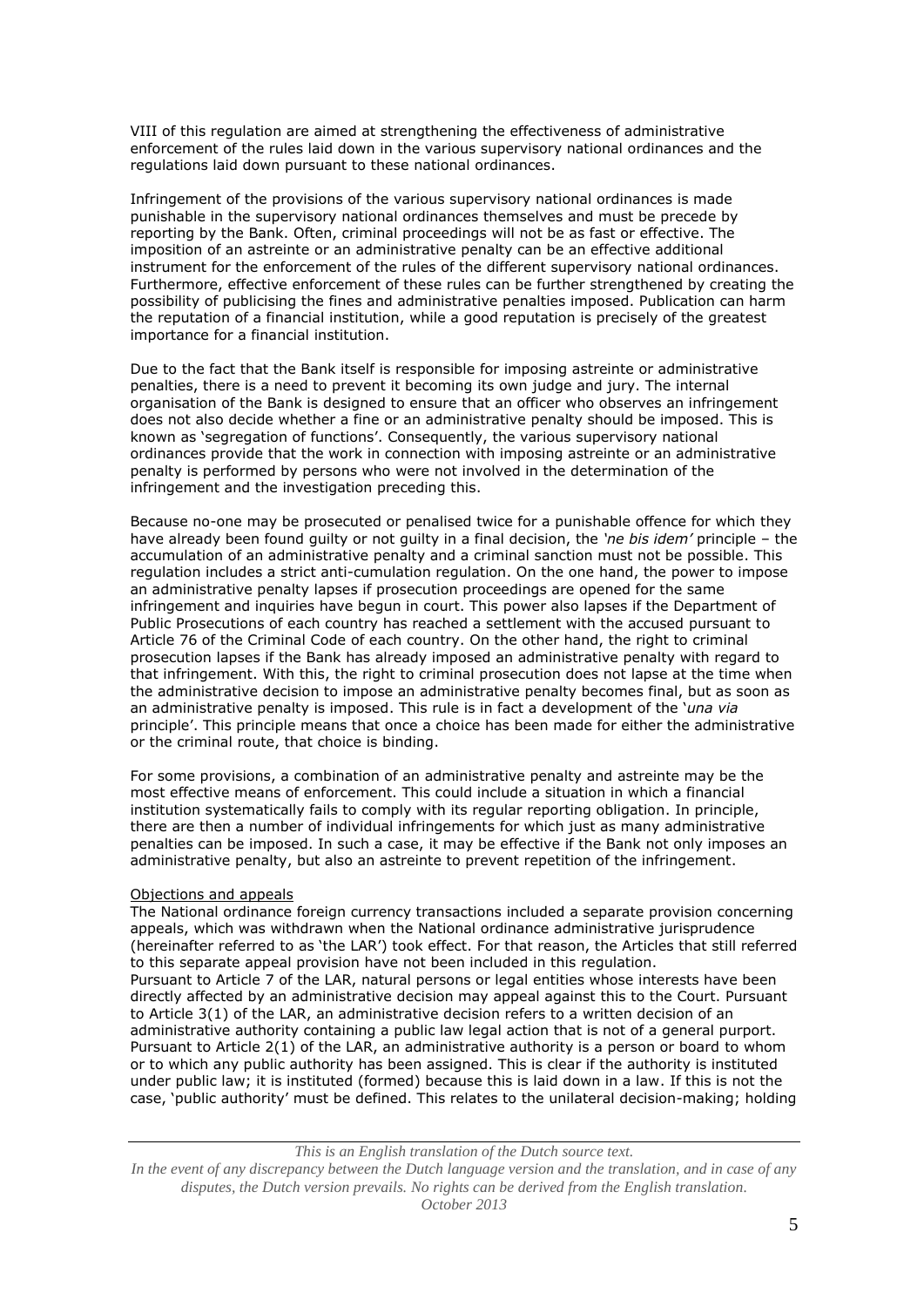VIII of this regulation are aimed at strengthening the effectiveness of administrative enforcement of the rules laid down in the various supervisory national ordinances and the regulations laid down pursuant to these national ordinances.

Infringement of the provisions of the various supervisory national ordinances is made punishable in the supervisory national ordinances themselves and must be precede by reporting by the Bank. Often, criminal proceedings will not be as fast or effective. The imposition of an astreinte or an administrative penalty can be an effective additional instrument for the enforcement of the rules of the different supervisory national ordinances. Furthermore, effective enforcement of these rules can be further strengthened by creating the possibility of publicising the fines and administrative penalties imposed. Publication can harm the reputation of a financial institution, while a good reputation is precisely of the greatest importance for a financial institution.

Due to the fact that the Bank itself is responsible for imposing astreinte or administrative penalties, there is a need to prevent it becoming its own judge and jury. The internal organisation of the Bank is designed to ensure that an officer who observes an infringement does not also decide whether a fine or an administrative penalty should be imposed. This is known as 'segregation of functions'. Consequently, the various supervisory national ordinances provide that the work in connection with imposing astreinte or an administrative penalty is performed by persons who were not involved in the determination of the infringement and the investigation preceding this.

Because no-one may be prosecuted or penalised twice for a punishable offence for which they have already been found guilty or not guilty in a final decision, the *'ne bis idem'* principle – the accumulation of an administrative penalty and a criminal sanction must not be possible. This regulation includes a strict anti-cumulation regulation. On the one hand, the power to impose an administrative penalty lapses if prosecution proceedings are opened for the same infringement and inquiries have begun in court. This power also lapses if the Department of Public Prosecutions of each country has reached a settlement with the accused pursuant to Article 76 of the Criminal Code of each country. On the other hand, the right to criminal prosecution lapses if the Bank has already imposed an administrative penalty with regard to that infringement. With this, the right to criminal prosecution does not lapse at the time when the administrative decision to impose an administrative penalty becomes final, but as soon as an administrative penalty is imposed. This rule is in fact a development of the '*una via* principle'. This principle means that once a choice has been made for either the administrative or the criminal route, that choice is binding.

For some provisions, a combination of an administrative penalty and astreinte may be the most effective means of enforcement. This could include a situation in which a financial institution systematically fails to comply with its regular reporting obligation. In principle, there are then a number of individual infringements for which just as many administrative penalties can be imposed. In such a case, it may be effective if the Bank not only imposes an administrative penalty, but also an astreinte to prevent repetition of the infringement.

Objections and appeals

The National ordinance foreign currency transactions included a separate provision concerning appeals, which was withdrawn when the National ordinance administrative jurisprudence (hereinafter referred to as 'the LAR') took effect. For that reason, the Articles that still referred to this separate appeal provision have not been included in this regulation.

Pursuant to Article 7 of the LAR, natural persons or legal entities whose interests have been directly affected by an administrative decision may appeal against this to the Court. Pursuant to Article 3(1) of the LAR, an administrative decision refers to a written decision of an administrative authority containing a public law legal action that is not of a general purport. Pursuant to Article 2(1) of the LAR, an administrative authority is a person or board to whom or to which any public authority has been assigned. This is clear if the authority is instituted under public law; it is instituted (formed) because this is laid down in a law. If this is not the case, 'public authority' must be defined. This relates to the unilateral decision-making; holding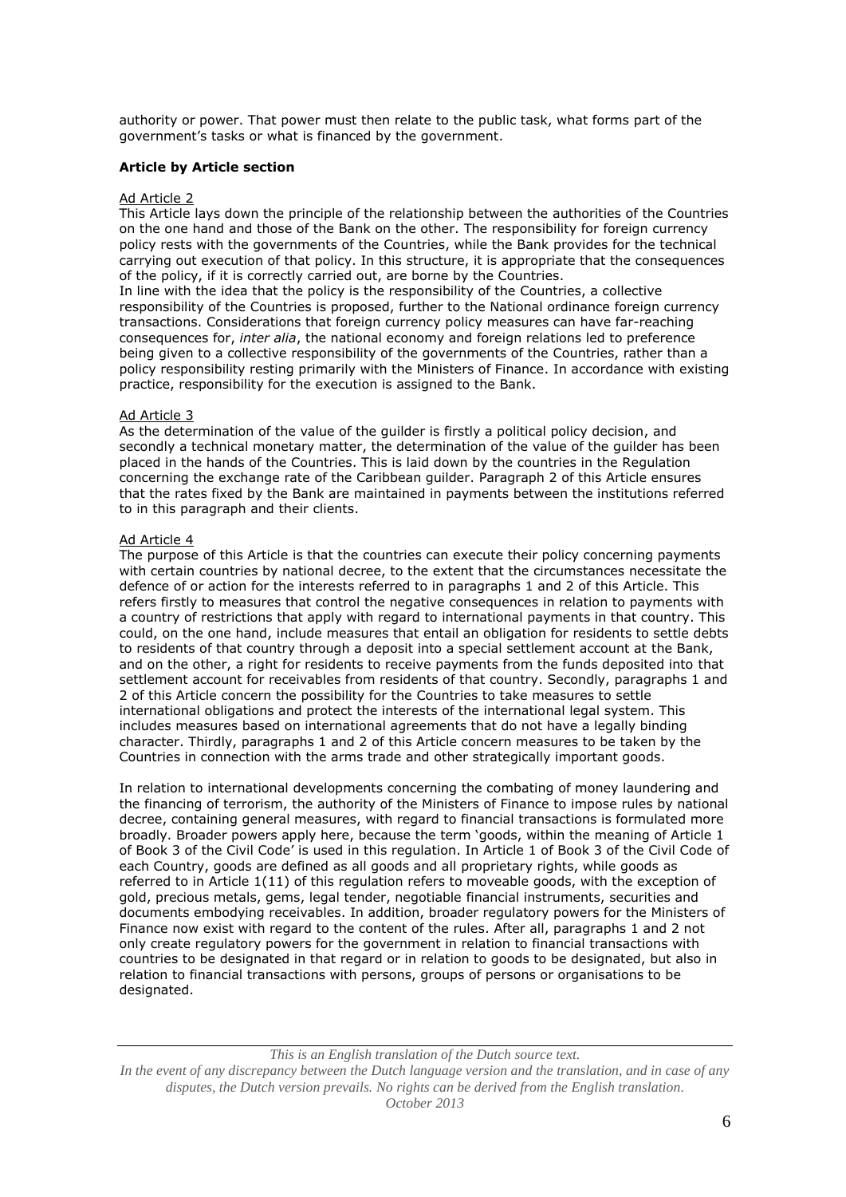authority or power. That power must then relate to the public task, what forms part of the government's tasks or what is financed by the government.

### Article by Article section

Ad Article 2

This Article lays down the principle of the relationship between the authorities of the Countries on the one hand and those of the Bank on the other. The responsibility for foreign currency policy rests with the governments of the Countries, while the Bank provides for the technical carrying out execution of that policy. In this structure, it is appropriate that the consequences of the policy, if it is correctly carried out, are borne by the Countries.
In line with the idea that the policy is the responsibility of the Countries, a collective responsibility of the Countries is proposed, further to the National ordinance foreign currency transactions. Considerations that foreign currency policy measures can have far-reaching consequences for, *inter alia*, the national economy and foreign relations led to preference being given to a collective responsibility of the governments of the Countries, rather than a policy responsibility resting primarily with the Ministers of Finance. In accordance with existing practice, responsibility for the execution is assigned to the Bank.

Ad Article 3

As the determination of the value of the guilder is firstly a political policy decision, and secondly a technical monetary matter, the determination of the value of the guilder has been placed in the hands of the Countries. This is laid down by the countries in the Regulation concerning the exchange rate of the Caribbean guilder. Paragraph 2 of this Article ensures that the rates fixed by the Bank are maintained in payments between the institutions referred to in this paragraph and their clients.

Ad Article 4

The purpose of this Article is that the countries can execute their policy concerning payments with certain countries by national decree, to the extent that the circumstances necessitate the defence of or action for the interests referred to in paragraphs 1 and 2 of this Article. This refers firstly to measures that control the negative consequences in relation to payments with a country of restrictions that apply with regard to international payments in that country. This could, on the one hand, include measures that entail an obligation for residents to settle debts to residents of that country through a deposit into a special settlement account at the Bank, and on the other, a right for residents to receive payments from the funds deposited into that settlement account for receivables from residents of that country. Secondly, paragraphs 1 and 2 of this Article concern the possibility for the Countries to take measures to settle international obligations and protect the interests of the international legal system. This includes measures based on international agreements that do not have a legally binding character. Thirdly, paragraphs 1 and 2 of this Article concern measures to be taken by the Countries in connection with the arms trade and other strategically important goods.

In relation to international developments concerning the combating of money laundering and the financing of terrorism, the authority of the Ministers of Finance to impose rules by national decree, containing general measures, with regard to financial transactions is formulated more broadly. Broader powers apply here, because the term 'goods, within the meaning of Article 1 of Book 3 of the Civil Code' is used in this regulation. In Article 1 of Book 3 of the Civil Code of each Country, goods are defined as all goods and all proprietary rights, while goods as referred to in Article 1(11) of this regulation refers to moveable goods, with the exception of gold, precious metals, gems, legal tender, negotiable financial instruments, securities and documents embodying receivables. In addition, broader regulatory powers for the Ministers of Finance now exist with regard to the content of the rules. After all, paragraphs 1 and 2 not only create regulatory powers for the government in relation to financial transactions with countries to be designated in that regard or in relation to goods to be designated, but also in relation to financial transactions with persons, groups of persons or organisations to be designated.

*This is an English translation of the Dutch source text.*
*In the event of any discrepancy between the Dutch language version and the translation, and in case of any disputes, the Dutch version prevails. No rights can be derived from the English translation.*
*October 2013*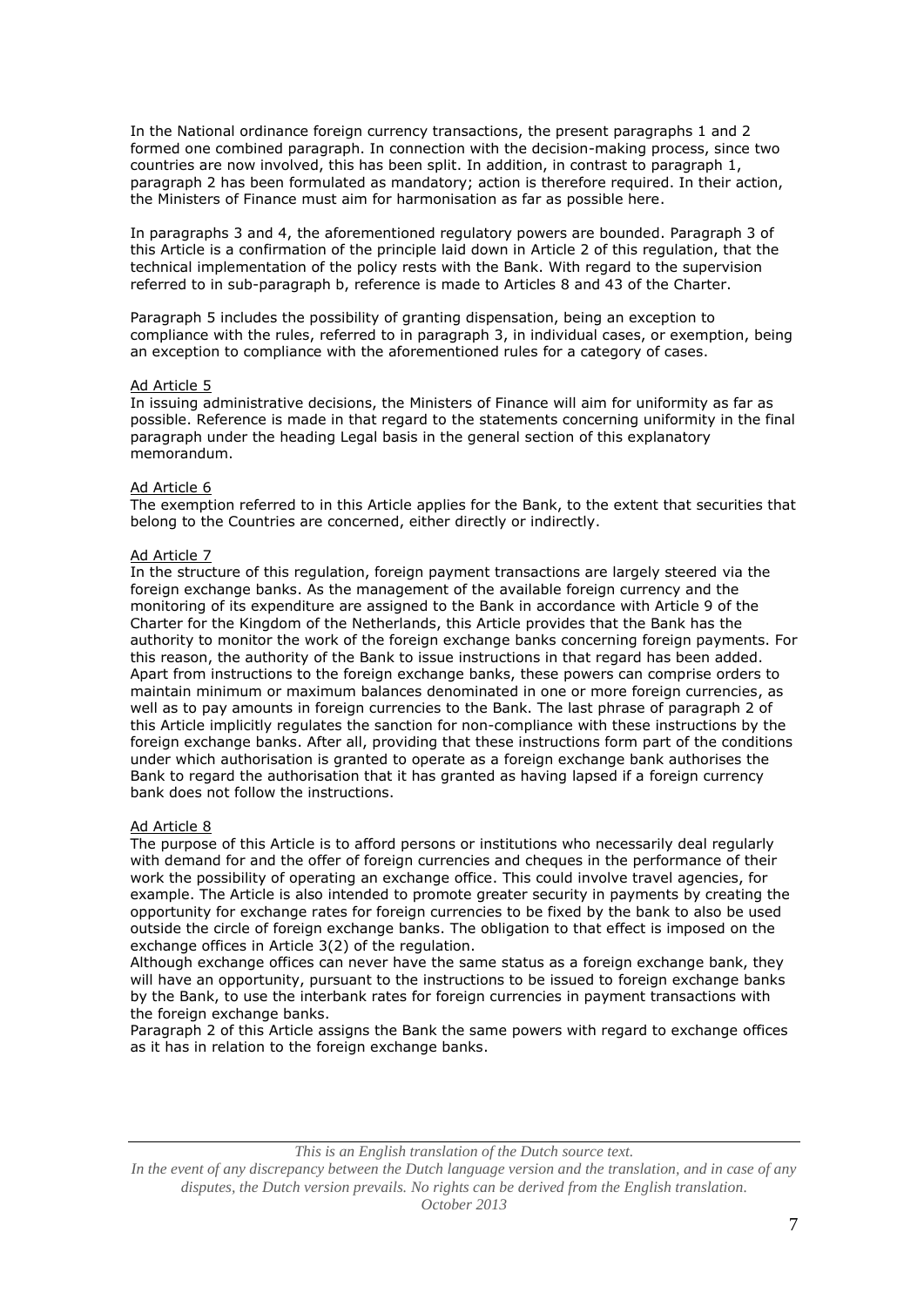In the National ordinance foreign currency transactions, the present paragraphs 1 and 2 formed one combined paragraph. In connection with the decision-making process, since two countries are now involved, this has been split. In addition, in contrast to paragraph 1, paragraph 2 has been formulated as mandatory; action is therefore required. In their action, the Ministers of Finance must aim for harmonisation as far as possible here.

In paragraphs 3 and 4, the aforementioned regulatory powers are bounded. Paragraph 3 of this Article is a confirmation of the principle laid down in Article 2 of this regulation, that the technical implementation of the policy rests with the Bank. With regard to the supervision referred to in sub-paragraph b, reference is made to Articles 8 and 43 of the Charter.

Paragraph 5 includes the possibility of granting dispensation, being an exception to compliance with the rules, referred to in paragraph 3, in individual cases, or exemption, being an exception to compliance with the aforementioned rules for a category of cases.

<u>Ad Article 5</u>
In issuing administrative decisions, the Ministers of Finance will aim for uniformity as far as possible. Reference is made in that regard to the statements concerning uniformity in the final paragraph under the heading Legal basis in the general section of this explanatory memorandum.

<u>Ad Article 6</u>
The exemption referred to in this Article applies for the Bank, to the extent that securities that belong to the Countries are concerned, either directly or indirectly.

<u>Ad Article 7</u>
In the structure of this regulation, foreign payment transactions are largely steered via the foreign exchange banks. As the management of the available foreign currency and the monitoring of its expenditure are assigned to the Bank in accordance with Article 9 of the Charter for the Kingdom of the Netherlands, this Article provides that the Bank has the authority to monitor the work of the foreign exchange banks concerning foreign payments. For this reason, the authority of the Bank to issue instructions in that regard has been added. Apart from instructions to the foreign exchange banks, these powers can comprise orders to maintain minimum or maximum balances denominated in one or more foreign currencies, as well as to pay amounts in foreign currencies to the Bank. The last phrase of paragraph 2 of this Article implicitly regulates the sanction for non-compliance with these instructions by the foreign exchange banks. After all, providing that these instructions form part of the conditions under which authorisation is granted to operate as a foreign exchange bank authorises the Bank to regard the authorisation that it has granted as having lapsed if a foreign currency bank does not follow the instructions.

<u>Ad Article 8</u>
The purpose of this Article is to afford persons or institutions who necessarily deal regularly with demand for and the offer of foreign currencies and cheques in the performance of their work the possibility of operating an exchange office. This could involve travel agencies, for example. The Article is also intended to promote greater security in payments by creating the opportunity for exchange rates for foreign currencies to be fixed by the bank to also be used outside the circle of foreign exchange banks. The obligation to that effect is imposed on the exchange offices in Article 3(2) of the regulation.
Although exchange offices can never have the same status as a foreign exchange bank, they will have an opportunity, pursuant to the instructions to be issued to foreign exchange banks by the Bank, to use the interbank rates for foreign currencies in payment transactions with the foreign exchange banks.
Paragraph 2 of this Article assigns the Bank the same powers with regard to exchange offices as it has in relation to the foreign exchange banks.

*This is an English translation of the Dutch source text.*
*In the event of any discrepancy between the Dutch language version and the translation, and in case of any disputes, the Dutch version prevails. No rights can be derived from the English translation.*
*October 2013*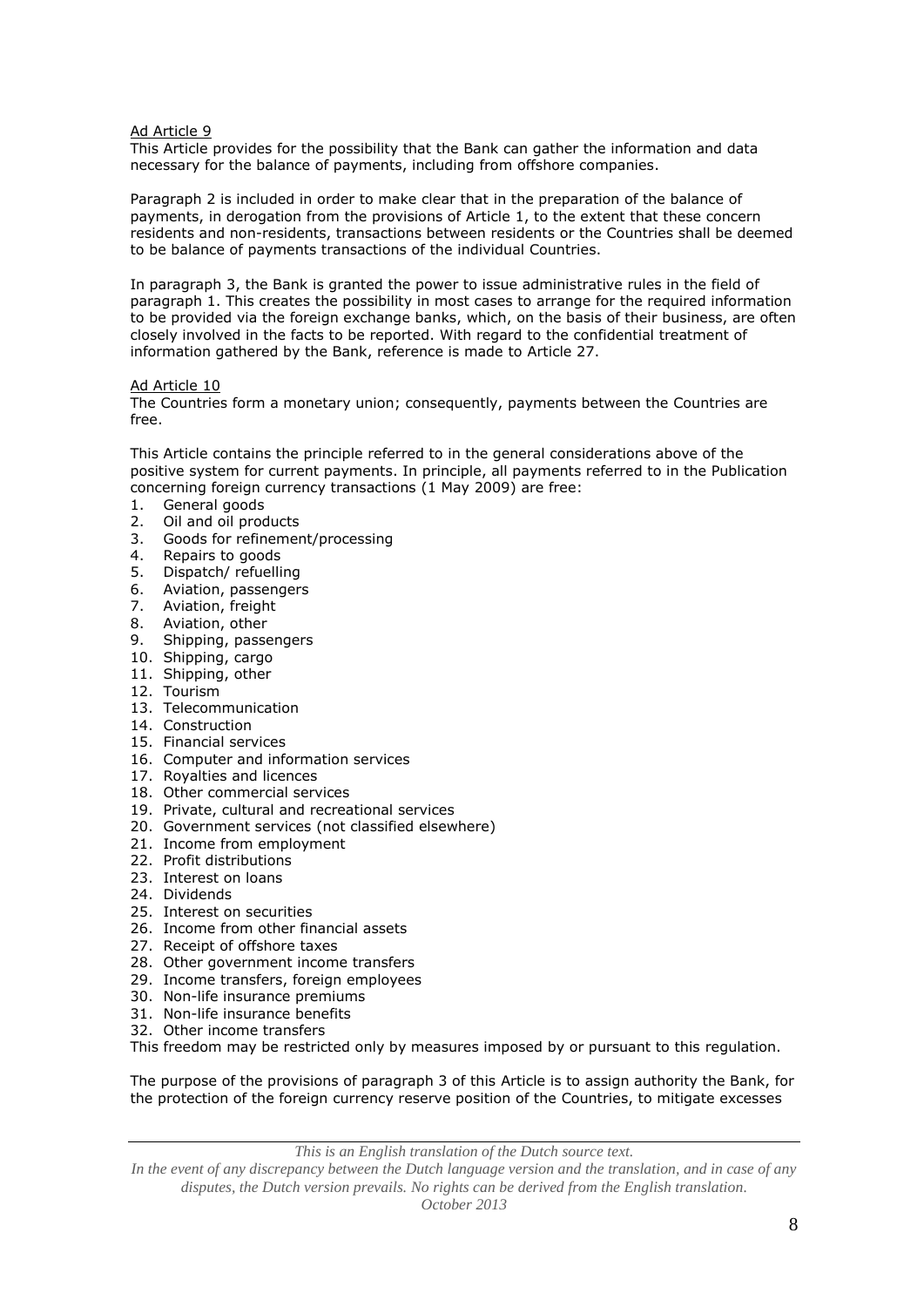Ad Article 9

This Article provides for the possibility that the Bank can gather the information and data necessary for the balance of payments, including from offshore companies.

Paragraph 2 is included in order to make clear that in the preparation of the balance of payments, in derogation from the provisions of Article 1, to the extent that these concern residents and non-residents, transactions between residents or the Countries shall be deemed to be balance of payments transactions of the individual Countries.

In paragraph 3, the Bank is granted the power to issue administrative rules in the field of paragraph 1. This creates the possibility in most cases to arrange for the required information to be provided via the foreign exchange banks, which, on the basis of their business, are often closely involved in the facts to be reported. With regard to the confidential treatment of information gathered by the Bank, reference is made to Article 27.

Ad Article 10

The Countries form a monetary union; consequently, payments between the Countries are free.

This Article contains the principle referred to in the general considerations above of the positive system for current payments. In principle, all payments referred to in the Publication concerning foreign currency transactions (1 May 2009) are free:

1. General goods
2. Oil and oil products
3. Goods for refinement/processing
4. Repairs to goods
5. Dispatch/ refuelling
6. Aviation, passengers
7. Aviation, freight
8. Aviation, other
9. Shipping, passengers
10. Shipping, cargo
11. Shipping, other
12. Tourism
13. Telecommunication
14. Construction
15. Financial services
16. Computer and information services
17. Royalties and licences
18. Other commercial services
19. Private, cultural and recreational services
20. Government services (not classified elsewhere)
21. Income from employment
22. Profit distributions
23. Interest on loans
24. Dividends
25. Interest on securities
26. Income from other financial assets
27. Receipt of offshore taxes
28. Other government income transfers
29. Income transfers, foreign employees
30. Non-life insurance premiums
31. Non-life insurance benefits
32. Other income transfers

This freedom may be restricted only by measures imposed by or pursuant to this regulation.

The purpose of the provisions of paragraph 3 of this Article is to assign authority the Bank, for the protection of the foreign currency reserve position of the Countries, to mitigate excesses

*This is an English translation of the Dutch source text.*
*In the event of any discrepancy between the Dutch language version and the translation, and in case of any disputes, the Dutch version prevails. No rights can be derived from the English translation.*
*October 2013*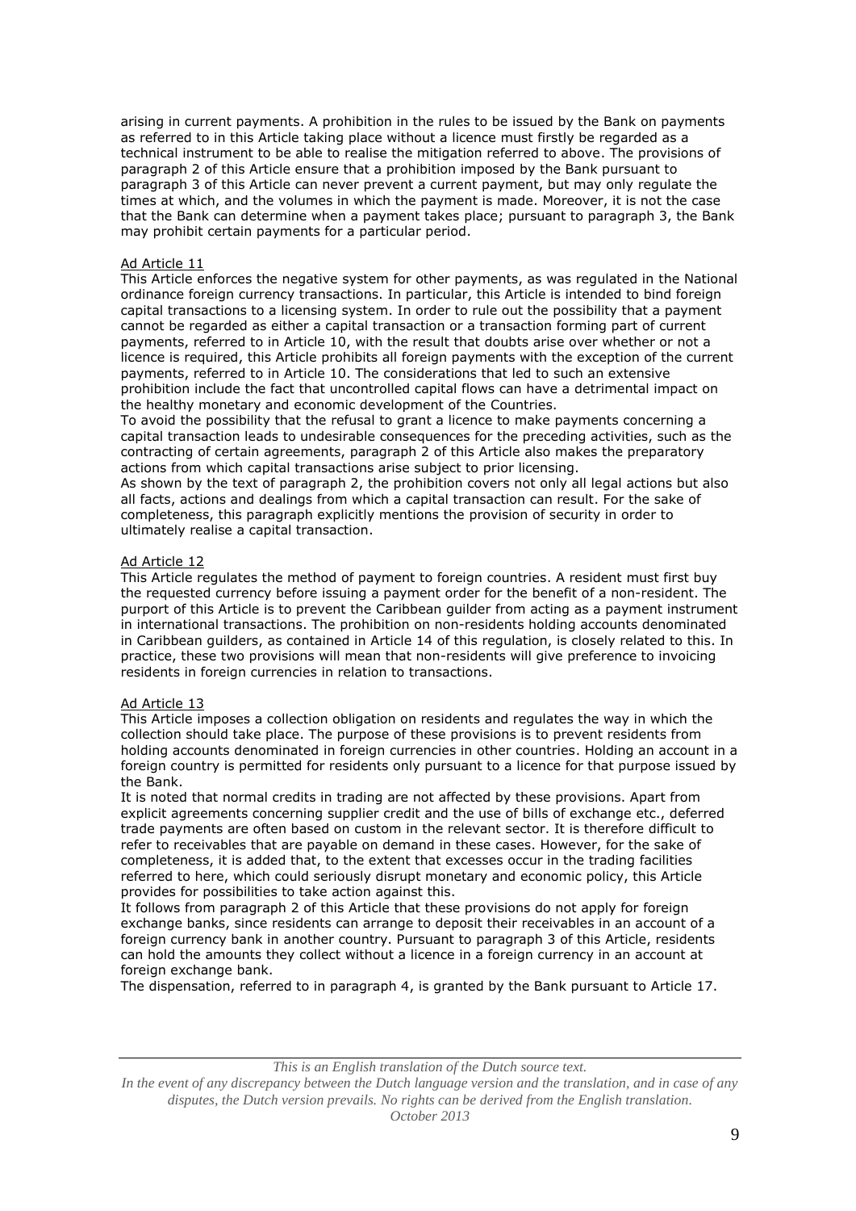arising in current payments. A prohibition in the rules to be issued by the Bank on payments as referred to in this Article taking place without a licence must firstly be regarded as a technical instrument to be able to realise the mitigation referred to above. The provisions of paragraph 2 of this Article ensure that a prohibition imposed by the Bank pursuant to paragraph 3 of this Article can never prevent a current payment, but may only regulate the times at which, and the volumes in which the payment is made. Moreover, it is not the case that the Bank can determine when a payment takes place; pursuant to paragraph 3, the Bank may prohibit certain payments for a particular period.

Ad Article 11

This Article enforces the negative system for other payments, as was regulated in the National ordinance foreign currency transactions. In particular, this Article is intended to bind foreign capital transactions to a licensing system. In order to rule out the possibility that a payment cannot be regarded as either a capital transaction or a transaction forming part of current payments, referred to in Article 10, with the result that doubts arise over whether or not a licence is required, this Article prohibits all foreign payments with the exception of the current payments, referred to in Article 10. The considerations that led to such an extensive prohibition include the fact that uncontrolled capital flows can have a detrimental impact on the healthy monetary and economic development of the Countries.
To avoid the possibility that the refusal to grant a licence to make payments concerning a capital transaction leads to undesirable consequences for the preceding activities, such as the contracting of certain agreements, paragraph 2 of this Article also makes the preparatory actions from which capital transactions arise subject to prior licensing.
As shown by the text of paragraph 2, the prohibition covers not only all legal actions but also all facts, actions and dealings from which a capital transaction can result. For the sake of completeness, this paragraph explicitly mentions the provision of security in order to ultimately realise a capital transaction.

Ad Article 12

This Article regulates the method of payment to foreign countries. A resident must first buy the requested currency before issuing a payment order for the benefit of a non-resident. The purport of this Article is to prevent the Caribbean guilder from acting as a payment instrument in international transactions. The prohibition on non-residents holding accounts denominated in Caribbean guilders, as contained in Article 14 of this regulation, is closely related to this. In practice, these two provisions will mean that non-residents will give preference to invoicing residents in foreign currencies in relation to transactions.

Ad Article 13

This Article imposes a collection obligation on residents and regulates the way in which the collection should take place. The purpose of these provisions is to prevent residents from holding accounts denominated in foreign currencies in other countries. Holding an account in a foreign country is permitted for residents only pursuant to a licence for that purpose issued by the Bank.
It is noted that normal credits in trading are not affected by these provisions. Apart from explicit agreements concerning supplier credit and the use of bills of exchange etc., deferred trade payments are often based on custom in the relevant sector. It is therefore difficult to refer to receivables that are payable on demand in these cases. However, for the sake of completeness, it is added that, to the extent that excesses occur in the trading facilities referred to here, which could seriously disrupt monetary and economic policy, this Article provides for possibilities to take action against this.
It follows from paragraph 2 of this Article that these provisions do not apply for foreign exchange banks, since residents can arrange to deposit their receivables in an account of a foreign currency bank in another country. Pursuant to paragraph 3 of this Article, residents can hold the amounts they collect without a licence in a foreign currency in an account at foreign exchange bank.
The dispensation, referred to in paragraph 4, is granted by the Bank pursuant to Article 17.

*This is an English translation of the Dutch source text.*
*In the event of any discrepancy between the Dutch language version and the translation, and in case of any disputes, the Dutch version prevails. No rights can be derived from the English translation.*
*October 2013*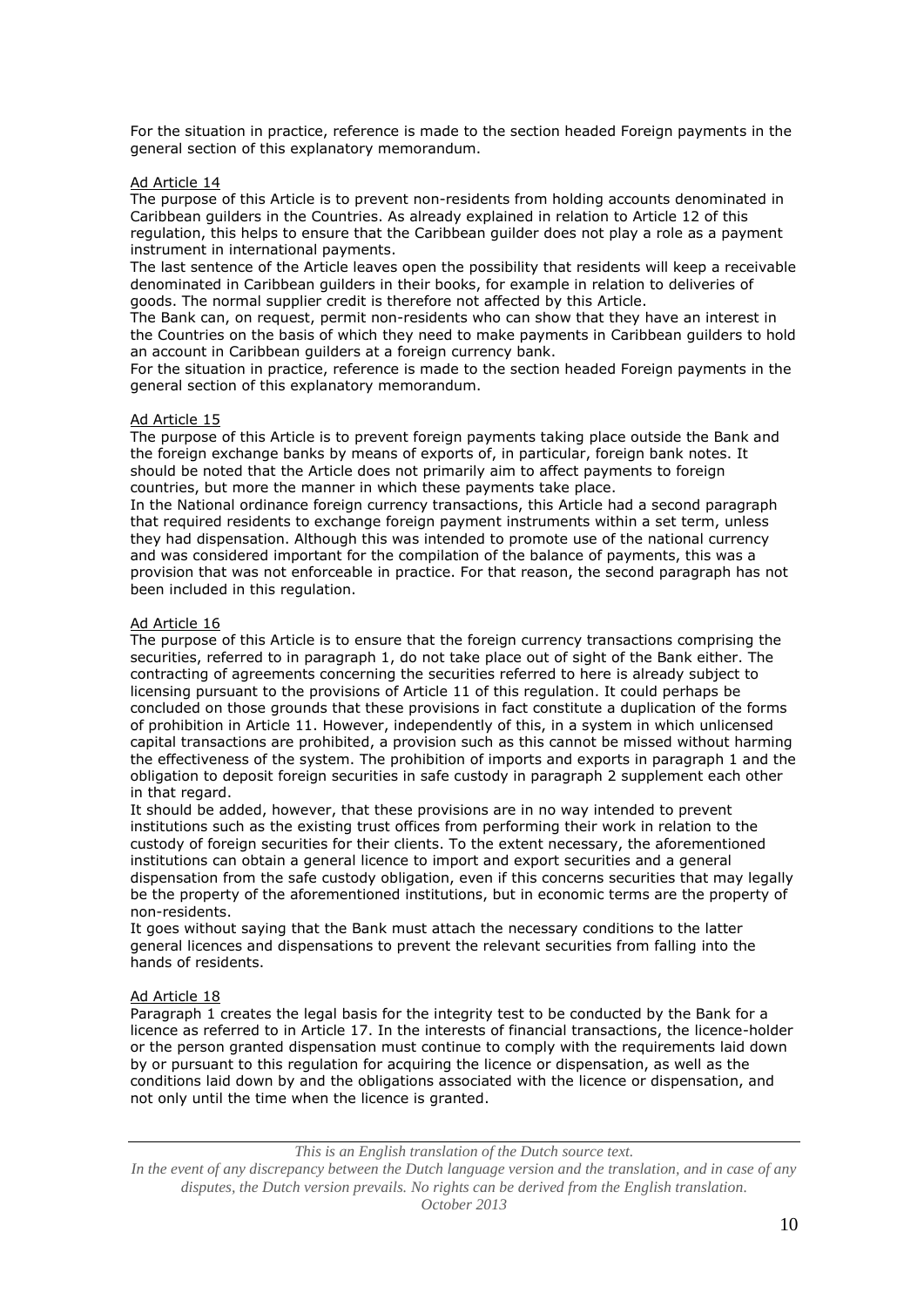For the situation in practice, reference is made to the section headed Foreign payments in the general section of this explanatory memorandum.

Ad Article 14

The purpose of this Article is to prevent non-residents from holding accounts denominated in Caribbean guilders in the Countries. As already explained in relation to Article 12 of this regulation, this helps to ensure that the Caribbean guilder does not play a role as a payment instrument in international payments.

The last sentence of the Article leaves open the possibility that residents will keep a receivable denominated in Caribbean guilders in their books, for example in relation to deliveries of goods. The normal supplier credit is therefore not affected by this Article.

The Bank can, on request, permit non-residents who can show that they have an interest in the Countries on the basis of which they need to make payments in Caribbean guilders to hold an account in Caribbean guilders at a foreign currency bank.

For the situation in practice, reference is made to the section headed Foreign payments in the general section of this explanatory memorandum.

Ad Article 15

The purpose of this Article is to prevent foreign payments taking place outside the Bank and the foreign exchange banks by means of exports of, in particular, foreign bank notes. It should be noted that the Article does not primarily aim to affect payments to foreign countries, but more the manner in which these payments take place.

In the National ordinance foreign currency transactions, this Article had a second paragraph that required residents to exchange foreign payment instruments within a set term, unless they had dispensation. Although this was intended to promote use of the national currency and was considered important for the compilation of the balance of payments, this was a provision that was not enforceable in practice. For that reason, the second paragraph has not been included in this regulation.

Ad Article 16

The purpose of this Article is to ensure that the foreign currency transactions comprising the securities, referred to in paragraph 1, do not take place out of sight of the Bank either. The contracting of agreements concerning the securities referred to here is already subject to licensing pursuant to the provisions of Article 11 of this regulation. It could perhaps be concluded on those grounds that these provisions in fact constitute a duplication of the forms of prohibition in Article 11. However, independently of this, in a system in which unlicensed capital transactions are prohibited, a provision such as this cannot be missed without harming the effectiveness of the system. The prohibition of imports and exports in paragraph 1 and the obligation to deposit foreign securities in safe custody in paragraph 2 supplement each other in that regard.

It should be added, however, that these provisions are in no way intended to prevent institutions such as the existing trust offices from performing their work in relation to the custody of foreign securities for their clients. To the extent necessary, the aforementioned institutions can obtain a general licence to import and export securities and a general dispensation from the safe custody obligation, even if this concerns securities that may legally be the property of the aforementioned institutions, but in economic terms are the property of non-residents.

It goes without saying that the Bank must attach the necessary conditions to the latter general licences and dispensations to prevent the relevant securities from falling into the hands of residents.

Ad Article 18

Paragraph 1 creates the legal basis for the integrity test to be conducted by the Bank for a licence as referred to in Article 17. In the interests of financial transactions, the licence-holder or the person granted dispensation must continue to comply with the requirements laid down by or pursuant to this regulation for acquiring the licence or dispensation, as well as the conditions laid down by and the obligations associated with the licence or dispensation, and not only until the time when the licence is granted.

*This is an English translation of the Dutch source text.*
*In the event of any discrepancy between the Dutch language version and the translation, and in case of any disputes, the Dutch version prevails. No rights can be derived from the English translation.*
*October 2013*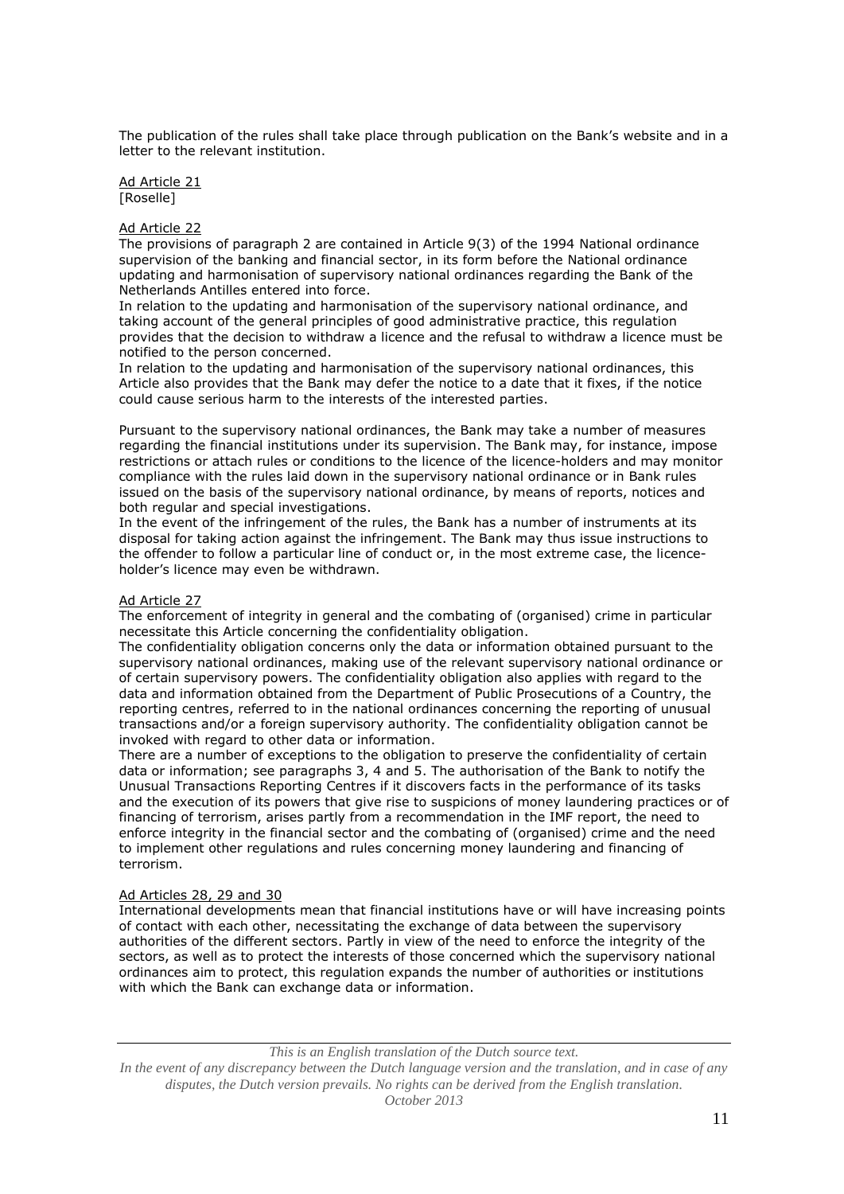The publication of the rules shall take place through publication on the Bank's website and in a letter to the relevant institution.

Ad Article 21
[Roselle]

Ad Article 22
The provisions of paragraph 2 are contained in Article 9(3) of the 1994 National ordinance supervision of the banking and financial sector, in its form before the National ordinance updating and harmonisation of supervisory national ordinances regarding the Bank of the Netherlands Antilles entered into force.
In relation to the updating and harmonisation of the supervisory national ordinance, and taking account of the general principles of good administrative practice, this regulation provides that the decision to withdraw a licence and the refusal to withdraw a licence must be notified to the person concerned.
In relation to the updating and harmonisation of the supervisory national ordinances, this Article also provides that the Bank may defer the notice to a date that it fixes, if the notice could cause serious harm to the interests of the interested parties.

Pursuant to the supervisory national ordinances, the Bank may take a number of measures regarding the financial institutions under its supervision. The Bank may, for instance, impose restrictions or attach rules or conditions to the licence of the licence-holders and may monitor compliance with the rules laid down in the supervisory national ordinance or in Bank rules issued on the basis of the supervisory national ordinance, by means of reports, notices and both regular and special investigations.
In the event of the infringement of the rules, the Bank has a number of instruments at its disposal for taking action against the infringement. The Bank may thus issue instructions to the offender to follow a particular line of conduct or, in the most extreme case, the licence-holder's licence may even be withdrawn.

Ad Article 27
The enforcement of integrity in general and the combating of (organised) crime in particular necessitate this Article concerning the confidentiality obligation.
The confidentiality obligation concerns only the data or information obtained pursuant to the supervisory national ordinances, making use of the relevant supervisory national ordinance or of certain supervisory powers. The confidentiality obligation also applies with regard to the data and information obtained from the Department of Public Prosecutions of a Country, the reporting centres, referred to in the national ordinances concerning the reporting of unusual transactions and/or a foreign supervisory authority. The confidentiality obligation cannot be invoked with regard to other data or information.
There are a number of exceptions to the obligation to preserve the confidentiality of certain data or information; see paragraphs 3, 4 and 5. The authorisation of the Bank to notify the Unusual Transactions Reporting Centres if it discovers facts in the performance of its tasks and the execution of its powers that give rise to suspicions of money laundering practices or of financing of terrorism, arises partly from a recommendation in the IMF report, the need to enforce integrity in the financial sector and the combating of (organised) crime and the need to implement other regulations and rules concerning money laundering and financing of terrorism.

Ad Articles 28, 29 and 30
International developments mean that financial institutions have or will have increasing points of contact with each other, necessitating the exchange of data between the supervisory authorities of the different sectors. Partly in view of the need to enforce the integrity of the sectors, as well as to protect the interests of those concerned which the supervisory national ordinances aim to protect, this regulation expands the number of authorities or institutions with which the Bank can exchange data or information.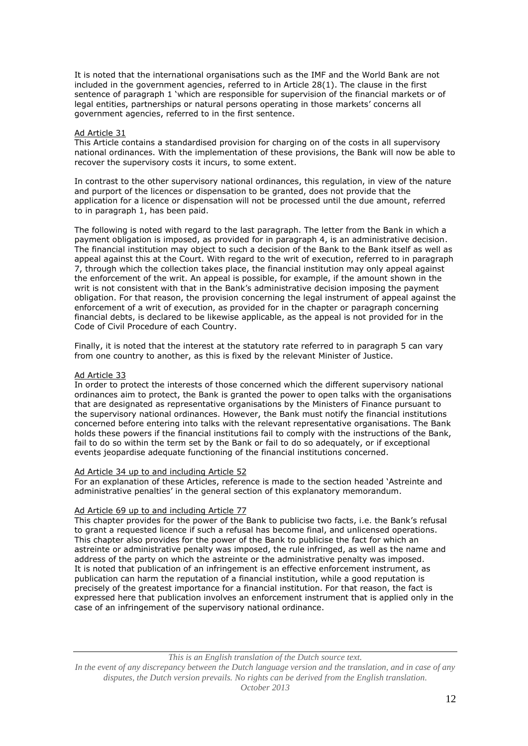It is noted that the international organisations such as the IMF and the World Bank are not included in the government agencies, referred to in Article 28(1). The clause in the first sentence of paragraph 1 'which are responsible for supervision of the financial markets or of legal entities, partnerships or natural persons operating in those markets' concerns all government agencies, referred to in the first sentence.

Ad Article 31

This Article contains a standardised provision for charging on of the costs in all supervisory national ordinances. With the implementation of these provisions, the Bank will now be able to recover the supervisory costs it incurs, to some extent.

In contrast to the other supervisory national ordinances, this regulation, in view of the nature and purport of the licences or dispensation to be granted, does not provide that the application for a licence or dispensation will not be processed until the due amount, referred to in paragraph 1, has been paid.

The following is noted with regard to the last paragraph. The letter from the Bank in which a payment obligation is imposed, as provided for in paragraph 4, is an administrative decision. The financial institution may object to such a decision of the Bank to the Bank itself as well as appeal against this at the Court. With regard to the writ of execution, referred to in paragraph 7, through which the collection takes place, the financial institution may only appeal against the enforcement of the writ. An appeal is possible, for example, if the amount shown in the writ is not consistent with that in the Bank's administrative decision imposing the payment obligation. For that reason, the provision concerning the legal instrument of appeal against the enforcement of a writ of execution, as provided for in the chapter or paragraph concerning financial debts, is declared to be likewise applicable, as the appeal is not provided for in the Code of Civil Procedure of each Country.

Finally, it is noted that the interest at the statutory rate referred to in paragraph 5 can vary from one country to another, as this is fixed by the relevant Minister of Justice.

Ad Article 33

In order to protect the interests of those concerned which the different supervisory national ordinances aim to protect, the Bank is granted the power to open talks with the organisations that are designated as representative organisations by the Ministers of Finance pursuant to the supervisory national ordinances. However, the Bank must notify the financial institutions concerned before entering into talks with the relevant representative organisations. The Bank holds these powers if the financial institutions fail to comply with the instructions of the Bank, fail to do so within the term set by the Bank or fail to do so adequately, or if exceptional events jeopardise adequate functioning of the financial institutions concerned.

Ad Article 34 up to and including Article 52

For an explanation of these Articles, reference is made to the section headed 'Astreinte and administrative penalties' in the general section of this explanatory memorandum.

Ad Article 69 up to and including Article 77

This chapter provides for the power of the Bank to publicise two facts, i.e. the Bank's refusal to grant a requested licence if such a refusal has become final, and unlicensed operations. This chapter also provides for the power of the Bank to publicise the fact for which an astreinte or administrative penalty was imposed, the rule infringed, as well as the name and address of the party on which the astreinte or the administrative penalty was imposed. It is noted that publication of an infringement is an effective enforcement instrument, as publication can harm the reputation of a financial institution, while a good reputation is precisely of the greatest importance for a financial institution. For that reason, the fact is expressed here that publication involves an enforcement instrument that is applied only in the case of an infringement of the supervisory national ordinance.

*This is an English translation of the Dutch source text.*
*In the event of any discrepancy between the Dutch language version and the translation, and in case of any disputes, the Dutch version prevails. No rights can be derived from the English translation.*
*October 2013*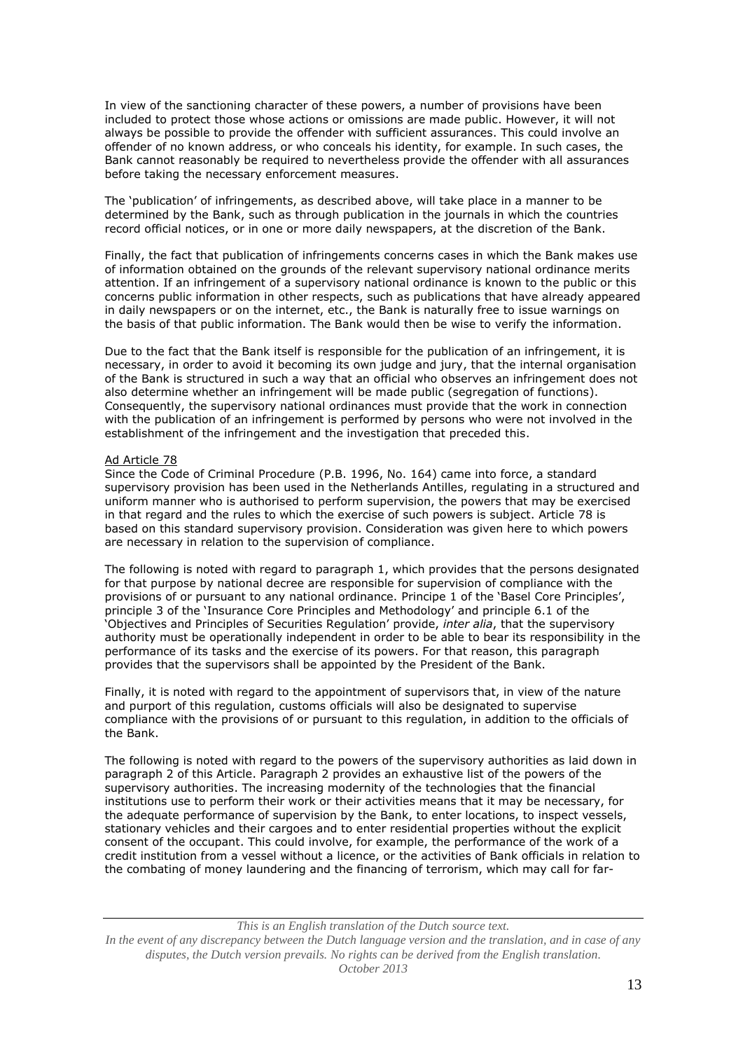In view of the sanctioning character of these powers, a number of provisions have been included to protect those whose actions or omissions are made public. However, it will not always be possible to provide the offender with sufficient assurances. This could involve an offender of no known address, or who conceals his identity, for example. In such cases, the Bank cannot reasonably be required to nevertheless provide the offender with all assurances before taking the necessary enforcement measures.

The 'publication' of infringements, as described above, will take place in a manner to be determined by the Bank, such as through publication in the journals in which the countries record official notices, or in one or more daily newspapers, at the discretion of the Bank.

Finally, the fact that publication of infringements concerns cases in which the Bank makes use of information obtained on the grounds of the relevant supervisory national ordinance merits attention. If an infringement of a supervisory national ordinance is known to the public or this concerns public information in other respects, such as publications that have already appeared in daily newspapers or on the internet, etc., the Bank is naturally free to issue warnings on the basis of that public information. The Bank would then be wise to verify the information.

Due to the fact that the Bank itself is responsible for the publication of an infringement, it is necessary, in order to avoid it becoming its own judge and jury, that the internal organisation of the Bank is structured in such a way that an official who observes an infringement does not also determine whether an infringement will be made public (segregation of functions). Consequently, the supervisory national ordinances must provide that the work in connection with the publication of an infringement is performed by persons who were not involved in the establishment of the infringement and the investigation that preceded this.

Ad Article 78

Since the Code of Criminal Procedure (P.B. 1996, No. 164) came into force, a standard supervisory provision has been used in the Netherlands Antilles, regulating in a structured and uniform manner who is authorised to perform supervision, the powers that may be exercised in that regard and the rules to which the exercise of such powers is subject. Article 78 is based on this standard supervisory provision. Consideration was given here to which powers are necessary in relation to the supervision of compliance.

The following is noted with regard to paragraph 1, which provides that the persons designated for that purpose by national decree are responsible for supervision of compliance with the provisions of or pursuant to any national ordinance. Principe 1 of the 'Basel Core Principles', principle 3 of the 'Insurance Core Principles and Methodology' and principle 6.1 of the 'Objectives and Principles of Securities Regulation' provide, *inter alia*, that the supervisory authority must be operationally independent in order to be able to bear its responsibility in the performance of its tasks and the exercise of its powers. For that reason, this paragraph provides that the supervisors shall be appointed by the President of the Bank.

Finally, it is noted with regard to the appointment of supervisors that, in view of the nature and purport of this regulation, customs officials will also be designated to supervise compliance with the provisions of or pursuant to this regulation, in addition to the officials of the Bank.

The following is noted with regard to the powers of the supervisory authorities as laid down in paragraph 2 of this Article. Paragraph 2 provides an exhaustive list of the powers of the supervisory authorities. The increasing modernity of the technologies that the financial institutions use to perform their work or their activities means that it may be necessary, for the adequate performance of supervision by the Bank, to enter locations, to inspect vessels, stationary vehicles and their cargoes and to enter residential properties without the explicit consent of the occupant. This could involve, for example, the performance of the work of a credit institution from a vessel without a licence, or the activities of Bank officials in relation to the combating of money laundering and the financing of terrorism, which may call for far-

*This is an English translation of the Dutch source text.*
*In the event of any discrepancy between the Dutch language version and the translation, and in case of any disputes, the Dutch version prevails. No rights can be derived from the English translation.*
*October 2013*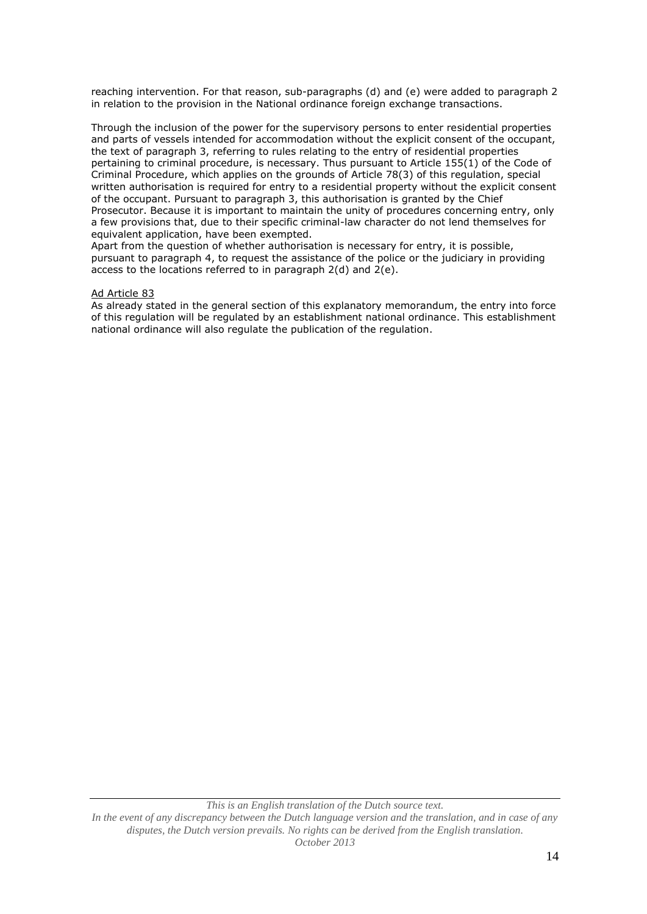reaching intervention. For that reason, sub-paragraphs (d) and (e) were added to paragraph 2 in relation to the provision in the National ordinance foreign exchange transactions.

Through the inclusion of the power for the supervisory persons to enter residential properties and parts of vessels intended for accommodation without the explicit consent of the occupant, the text of paragraph 3, referring to rules relating to the entry of residential properties pertaining to criminal procedure, is necessary. Thus pursuant to Article 155(1) of the Code of Criminal Procedure, which applies on the grounds of Article 78(3) of this regulation, special written authorisation is required for entry to a residential property without the explicit consent of the occupant. Pursuant to paragraph 3, this authorisation is granted by the Chief Prosecutor. Because it is important to maintain the unity of procedures concerning entry, only a few provisions that, due to their specific criminal-law character do not lend themselves for equivalent application, have been exempted.
Apart from the question of whether authorisation is necessary for entry, it is possible, pursuant to paragraph 4, to request the assistance of the police or the judiciary in providing access to the locations referred to in paragraph 2(d) and 2(e).

Ad Article 83

As already stated in the general section of this explanatory memorandum, the entry into force of this regulation will be regulated by an establishment national ordinance. This establishment national ordinance will also regulate the publication of the regulation.

*This is an English translation of the Dutch source text.*
*In the event of any discrepancy between the Dutch language version and the translation, and in case of any disputes, the Dutch version prevails. No rights can be derived from the English translation.*
*October 2013*